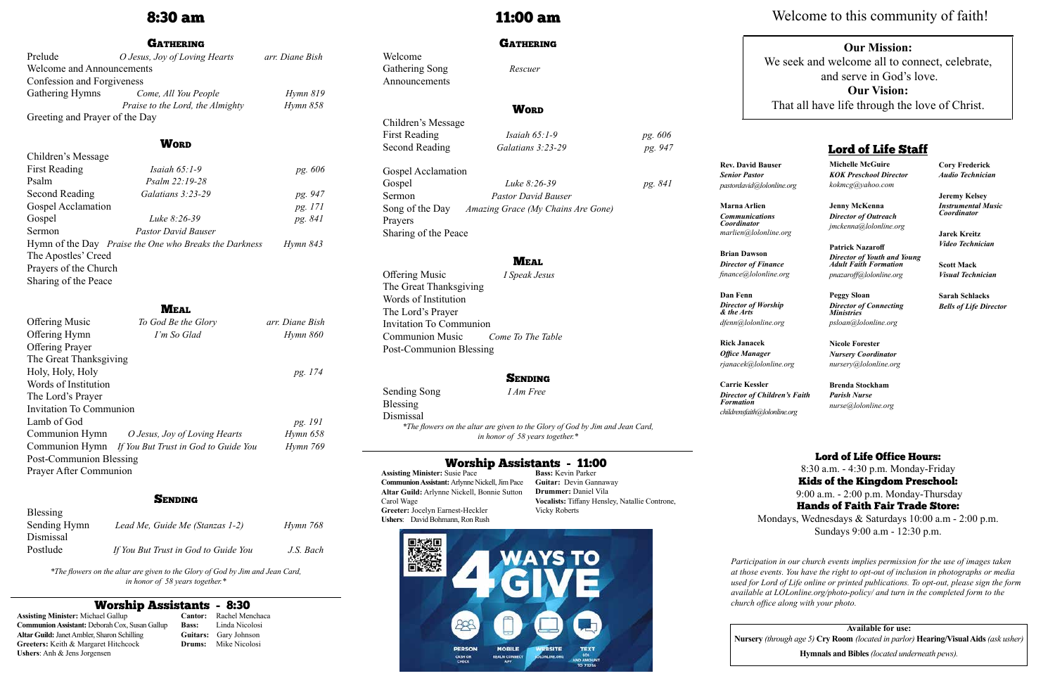# 8:30 am

## Gathering

| | | |
|---|---|---|
| Prelude | *O Jesus, Joy of Loving Hearts* | *arr. Diane Bish* |
| Welcome and Announcements | | |
| Confession and Forgiveness | | |
| Gathering Hymns | *Come, All You People* | *Hymn 819* |
| | *Praise to the Lord, the Almighty* | *Hymn 858* |
| Greeting and Prayer of the Day | | |

## Word

| | | |
|---|---|---|
| Children's Message | | |
| First Reading | *Isaiah 65:1-9* | *pg. 606* |
| Psalm | *Psalm 22:19-28* | |
| Second Reading | *Galatians 3:23-29* | *pg. 947* |
| Gospel Acclamation | | *pg. 171* |
| Gospel | *Luke 8:26-39* | *pg. 841* |
| Sermon | *Pastor David Bauser* | |
| Hymn of the Day | *Praise the One who Breaks the Darkness* | *Hymn 843* |
| The Apostles' Creed | | |
| Prayers of the Church | | |
| Sharing of the Peace | | |

## Meal

| | | |
|---|---|---|
| Offering Music | *To God Be the Glory* | *arr. Diane Bish* |
| Offering Hymn | *I'm So Glad* | *Hymn 860* |
| Offering Prayer | | |
| The Great Thanksgiving | | |
| Holy, Holy, Holy | | *pg. 174* |
| Words of Institution | | |
| The Lord's Prayer | | |
| Invitation To Communion | | |
| Lamb of God | | *pg. 191* |
| Communion Hymn | *O Jesus, Joy of Loving Hearts* | *Hymn 658* |
| Communion Hymn | *If You But Trust in God to Guide You* | *Hymn 769* |
| Post-Communion Blessing | | |
| Prayer After Communion | | |

## Sending

| | | |
|---|---|---|
| Blessing | | |
| Sending Hymn | *Lead Me, Guide Me (Stanzas 1-2)* | *Hymn 768* |
| Dismissal | | |
| Postlude | *If You But Trust in God to Guide You* | *J.S. Bach* |

*\*The flowers on the altar are given to the Glory of God by Jim and Jean Card, in honor of 58 years together.\**

## Worship Assistants - 8:30

**Assisting Minister:** Michael Gallup
**Communion Assistant:** Deborah Cox, Susan Gallup
**Altar Guild:** Janet Ambler, Sharon Schilling
**Greeters:** Keith & Margaret Hitchcock
**Ushers**: Anh & Jens Jorgensen
**Cantor:** Rachel Menchaca
**Bass:** Linda Nicolosi
**Guitars:** Gary Johnson
**Drums:** Mike Nicolosi

# 11:00 am

## Gathering

| | |
|---|---|
| Welcome | |
| Gathering Song | *Rescuer* |
| Announcements | |

## Word

| | | |
|---|---|---|
| Children's Message | | |
| First Reading | *Isaiah 65:1-9* | *pg. 606* |
| Second Reading | *Galatians 3:23-29* | *pg. 947* |
| Gospel Acclamation | | |
| Gospel | *Luke 8:26-39* | *pg. 841* |
| Sermon | *Pastor David Bauser* | |
| Song of the Day | *Amazing Grace (My Chains Are Gone)* | |
| Prayers | | |
| Sharing of the Peace | | |

## Meal

| | |
|---|---|
| Offering Music | *I Speak Jesus* |
| The Great Thanksgiving | |
| Words of Institution | |
| The Lord's Prayer | |
| Invitation To Communion | |
| Communion Music | *Come To The Table* |
| Post-Communion Blessing | |

## Sending

| | |
|---|---|
| Sending Song | *I Am Free* |
| Blessing | |
| Dismissal | |

*\*The flowers on the altar are given to the Glory of God by Jim and Jean Card, in honor of 58 years together.\**

## Worship Assistants - 11:00

**Assisting Minister:** Susie Pace
**Communion Assistant:** Arlynne Nickell, Jim Pace
**Altar Guild:** Arlynne Nickell, Bonnie Sutton, Carol Wage
**Greeter:** Jocelyn Earnest-Heckler
**Ushers**: David Bohmann, Ron Rush
**Bass:** Kevin Parker
**Guitar:** Devin Gannaway
**Drummer:** Daniel Vila
**Vocalists:** Tiffany Hensley, Natallie Controne, Vicky Roberts

4 WAYS TO GIVE
PERSON — CASH OR CHECK
MOBILE — REALM CONNECT APP
WEBSITE — LOLONLINE.ORG
TEXT — LOL AND AMOUNT TO 73256

# Welcome to this community of faith!

**Our Mission:**
We seek and welcome all to connect, celebrate, and serve in God's love.
**Our Vision:**
That all have life through the love of Christ.

## Lord of Life Staff

**Rev. David Bauser**
***Senior Pastor***
*pastordavid@lolonline.org*

**Marna Arlien**
***Communications Coordinator***
*marlien@lolonline.org*

**Brian Dawson**
***Director of Finance***
*finance@lolonline.org*

**Dan Fenn**
***Director of Worship & the Arts***
*dfenn@lolonline.org*

**Rick Janacek**
***Office Manager***
*rjanacek@lolonline.org*

**Carrie Kessler**
***Director of Children's Faith Formation***
*childrensfaith@lolonline.org*

**Michelle McGuire**
***KOK Preschool Director***
*kokmcg@yahoo.com*

**Jenny McKenna**
***Director of Outreach***
*jmckenna@lolonline.org*

**Patrick Nazaroff**
***Director of Youth and Young Adult Faith Formation***
*pnazaroff@lolonline.org*

**Peggy Sloan**
***Director of Connecting Ministries***
*psloan@lolonline.org*

**Nicole Forester**
***Nursery Coordinator***
*nursery@lolonline.org*

**Brenda Stockham**
***Parish Nurse***
*nurse@lolonline.org*

**Cory Frederick**
***Audio Technician***

**Jeremy Kelsey**
***Instrumental Music Coordinator***

**Jarek Kreitz**
***Video Technician***

**Scott Mack**
***Visual Technician***

**Sarah Schlacks**
***Bells of Life Director***

## Lord of Life Office Hours:
8:30 a.m. - 4:30 p.m. Monday-Friday

## Kids of the Kingdom Preschool:
9:00 a.m. - 2:00 p.m. Monday-Thursday

## Hands of Faith Fair Trade Store:
Mondays, Wednesdays & Saturdays 10:00 a.m - 2:00 p.m.
Sundays 9:00 a.m - 12:30 p.m.

*Participation in our church events implies permission for the use of images taken at those events. You have the right to opt-out of inclusion in photographs or media used for Lord of Life online or printed publications. To opt-out, please sign the form available at LOLonline.org/photo-policy/ and turn in the completed form to the church office along with your photo.*

**Available for use:**
**Nursery** *(through age 5)* **Cry Room** *(located in parlor)* **Hearing/Visual Aids** *(ask usher)*
**Hymnals and Bibles** *(located underneath pews).*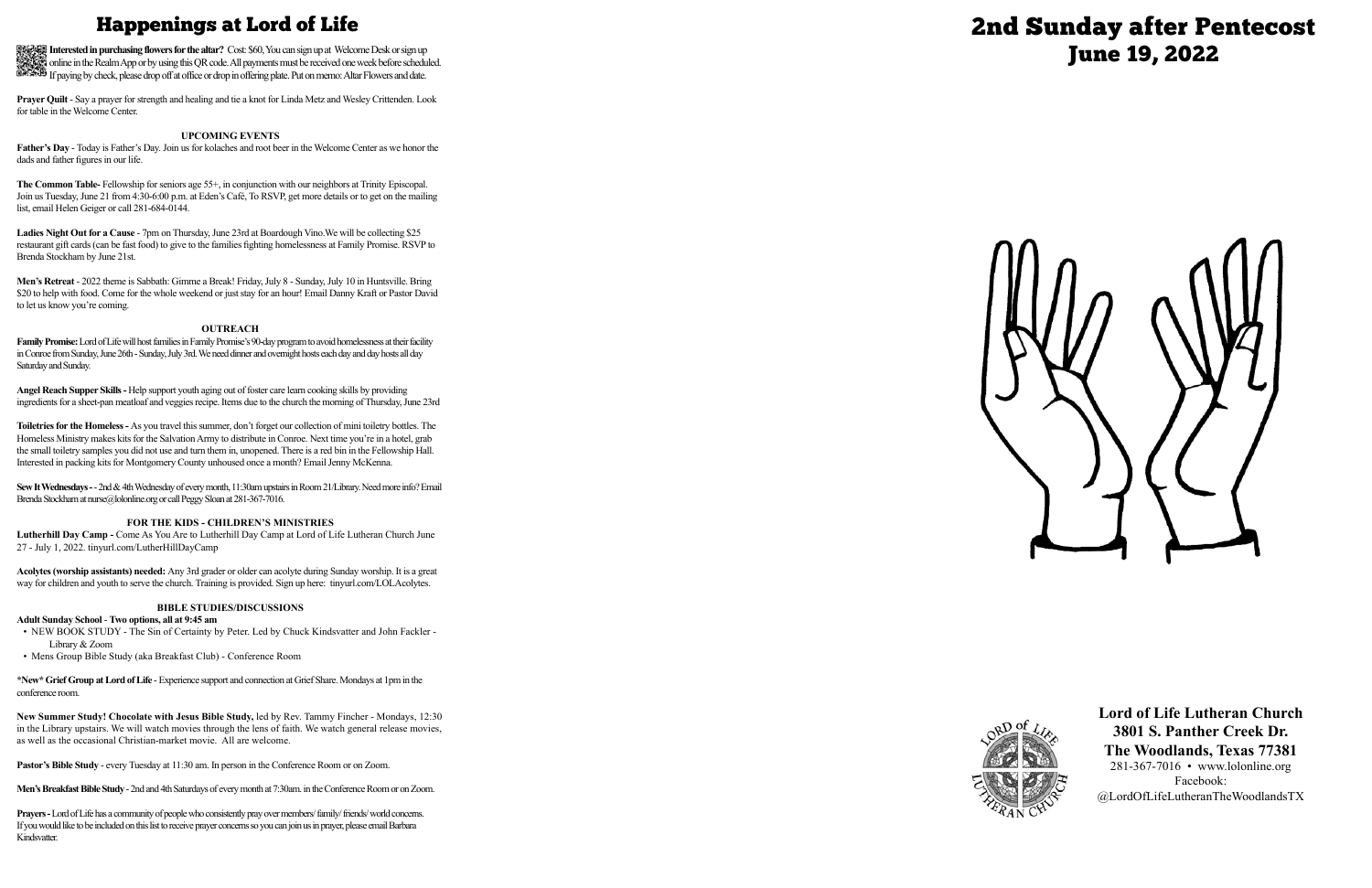# Happenings at Lord of Life

**Interested in purchasing flowers for the altar?** Cost: $60, You can sign up at Welcome Desk or sign up online in the Realm App or by using this QR code. All payments must be received one week before scheduled. If paying by check, please drop off at office or drop in offering plate. Put on memo: Altar Flowers and date.

**Prayer Quilt** - Say a prayer for strength and healing and tie a knot for Linda Metz and Wesley Crittenden. Look for table in the Welcome Center.

### UPCOMING EVENTS

**Father's Day** - Today is Father's Day. Join us for kolaches and root beer in the Welcome Center as we honor the dads and father figures in our life.

**The Common Table-** Fellowship for seniors age 55+, in conjunction with our neighbors at Trinity Episcopal. Join us Tuesday, June 21 from 4:30-6:00 p.m. at Eden's Café, To RSVP, get more details or to get on the mailing list, email Helen Geiger or call 281-684-0144.

**Ladies Night Out for a Cause** - 7pm on Thursday, June 23rd at Boardough Vino.We will be collecting $25 restaurant gift cards (can be fast food) to give to the families fighting homelessness at Family Promise. RSVP to Brenda Stockham by June 21st.

**Men's Retreat** - 2022 theme is Sabbath: Gimme a Break! Friday, July 8 - Sunday, July 10 in Huntsville. Bring $20 to help with food. Come for the whole weekend or just stay for an hour! Email Danny Kraft or Pastor David to let us know you're coming.

### OUTREACH

**Family Promise:** Lord of Life will host families in Family Promise's 90-day program to avoid homelessness at their facility in Conroe from Sunday, June 26th - Sunday, July 3rd. We need dinner and overnight hosts each day and day hosts all day Saturday and Sunday.

**Angel Reach Supper Skills -** Help support youth aging out of foster care learn cooking skills by providing ingredients for a sheet-pan meatloaf and veggies recipe. Items due to the church the morning of Thursday, June 23rd

**Toiletries for the Homeless -** As you travel this summer, don't forget our collection of mini toiletry bottles. The Homeless Ministry makes kits for the Salvation Army to distribute in Conroe. Next time you're in a hotel, grab the small toiletry samples you did not use and turn them in, unopened. There is a red bin in the Fellowship Hall. Interested in packing kits for Montgomery County unhoused once a month? Email Jenny McKenna.

**Sew It Wednesdays -** - 2nd & 4th Wednesday of every month, 11:30am upstairs in Room 21/Library. Need more info? Email Brenda Stockham at nurse@lolonline.org or call Peggy Sloan at 281-367-7016.

### FOR THE KIDS - CHILDREN'S MINISTRIES

**Lutherhill Day Camp -** Come As You Are to Lutherhill Day Camp at Lord of Life Lutheran Church June 27 - July 1, 2022. tinyurl.com/LutherHillDayCamp

**Acolytes (worship assistants) needed:** Any 3rd grader or older can acolyte during Sunday worship. It is a great way for children and youth to serve the church. Training is provided. Sign up here: tinyurl.com/LOLAcolytes.

### BIBLE STUDIES/DISCUSSIONS

**Adult Sunday School - Two options, all at 9:45 am**

- NEW BOOK STUDY - The Sin of Certainty by Peter. Led by Chuck Kindsvatter and John Fackler - Library & Zoom
- Mens Group Bible Study (aka Breakfast Club) - Conference Room

**\*New\* Grief Group at Lord of Life** - Experience support and connection at Grief Share. Mondays at 1pm in the conference room.

**New Summer Study! Chocolate with Jesus Bible Study,** led by Rev. Tammy Fincher - Mondays, 12:30 in the Library upstairs. We will watch movies through the lens of faith. We watch general release movies, as well as the occasional Christian-market movie. All are welcome.

**Pastor's Bible Study** - every Tuesday at 11:30 am. In person in the Conference Room or on Zoom.

**Men's Breakfast Bible Study** - 2nd and 4th Saturdays of every month at 7:30am. in the Conference Room or on Zoom.

**Prayers -** Lord of Life has a community of people who consistently pray over members/ family/ friends/ world concerns. If you would like to be included on this list to receive prayer concerns so you can join us in prayer, please email Barbara Kindsvatter.

# 2nd Sunday after Pentecost
# June 19, 2022

**Lord of Life Lutheran Church**
**3801 S. Panther Creek Dr.**
**The Woodlands, Texas 77381**
281-367-7016 • www.lolonline.org
Facebook:
@LordOfLifeLutheranTheWoodlandsTX